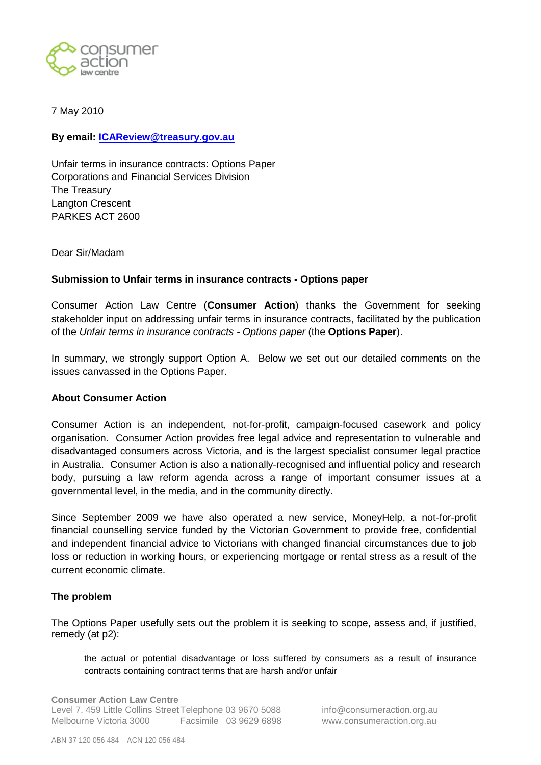7 May 2010

**By email: ICAReview@treasury.gov.au**

Unfair terms in insurance contracts: Options Paper
Corporations and Financial Services Division
The Treasury
Langton Crescent
PARKES ACT 2600

Dear Sir/Madam

**Submission to Unfair terms in insurance contracts - Options paper**

Consumer Action Law Centre (**Consumer Action**) thanks the Government for seeking stakeholder input on addressing unfair terms in insurance contracts, facilitated by the publication of the *Unfair terms in insurance contracts - Options paper* (the **Options Paper**).

In summary, we strongly support Option A. Below we set out our detailed comments on the issues canvassed in the Options Paper.

**About Consumer Action**

Consumer Action is an independent, not-for-profit, campaign-focused casework and policy organisation. Consumer Action provides free legal advice and representation to vulnerable and disadvantaged consumers across Victoria, and is the largest specialist consumer legal practice in Australia. Consumer Action is also a nationally-recognised and influential policy and research body, pursuing a law reform agenda across a range of important consumer issues at a governmental level, in the media, and in the community directly.

Since September 2009 we have also operated a new service, MoneyHelp, a not-for-profit financial counselling service funded by the Victorian Government to provide free, confidential and independent financial advice to Victorians with changed financial circumstances due to job loss or reduction in working hours, or experiencing mortgage or rental stress as a result of the current economic climate.

**The problem**

The Options Paper usefully sets out the problem it is seeking to scope, assess and, if justified, remedy (at p2):

> the actual or potential disadvantage or loss suffered by consumers as a result of insurance contracts containing contract terms that are harsh and/or unfair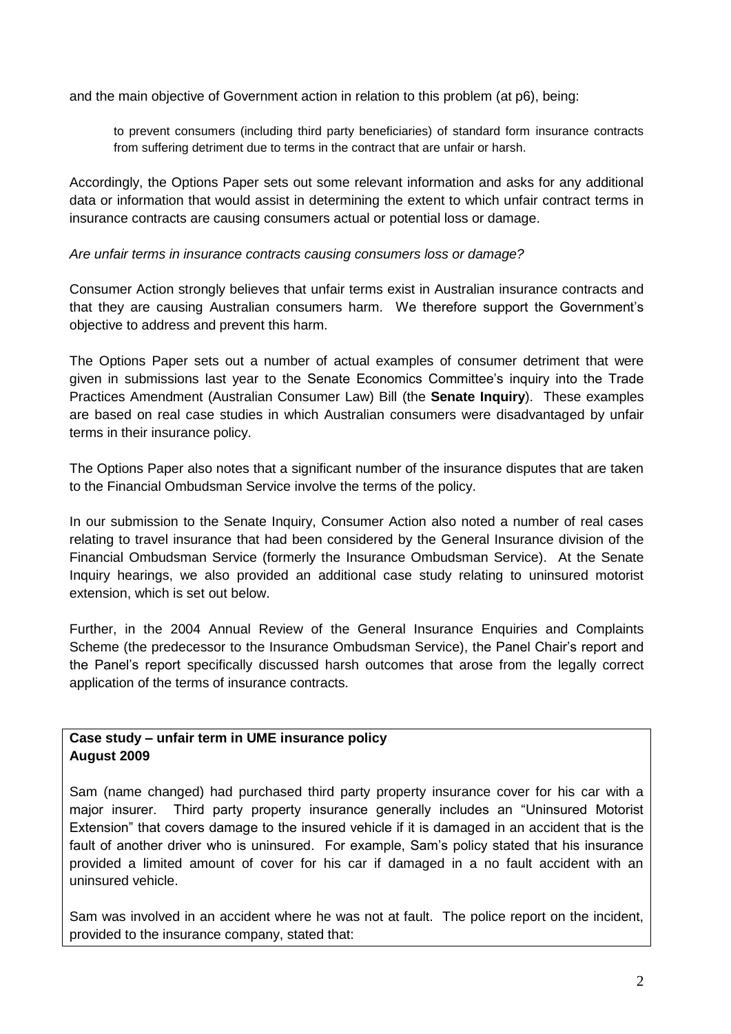and the main objective of Government action in relation to this problem (at p6), being:

> to prevent consumers (including third party beneficiaries) of standard form insurance contracts from suffering detriment due to terms in the contract that are unfair or harsh.

Accordingly, the Options Paper sets out some relevant information and asks for any additional data or information that would assist in determining the extent to which unfair contract terms in insurance contracts are causing consumers actual or potential loss or damage.

*Are unfair terms in insurance contracts causing consumers loss or damage?*

Consumer Action strongly believes that unfair terms exist in Australian insurance contracts and that they are causing Australian consumers harm. We therefore support the Government's objective to address and prevent this harm.

The Options Paper sets out a number of actual examples of consumer detriment that were given in submissions last year to the Senate Economics Committee's inquiry into the Trade Practices Amendment (Australian Consumer Law) Bill (the **Senate Inquiry**). These examples are based on real case studies in which Australian consumers were disadvantaged by unfair terms in their insurance policy.

The Options Paper also notes that a significant number of the insurance disputes that are taken to the Financial Ombudsman Service involve the terms of the policy.

In our submission to the Senate Inquiry, Consumer Action also noted a number of real cases relating to travel insurance that had been considered by the General Insurance division of the Financial Ombudsman Service (formerly the Insurance Ombudsman Service). At the Senate Inquiry hearings, we also provided an additional case study relating to uninsured motorist extension, which is set out below.

Further, in the 2004 Annual Review of the General Insurance Enquiries and Complaints Scheme (the predecessor to the Insurance Ombudsman Service), the Panel Chair's report and the Panel's report specifically discussed harsh outcomes that arose from the legally correct application of the terms of insurance contracts.

**Case study – unfair term in UME insurance policy**
**August 2009**

Sam (name changed) had purchased third party property insurance cover for his car with a major insurer. Third party property insurance generally includes an "Uninsured Motorist Extension" that covers damage to the insured vehicle if it is damaged in an accident that is the fault of another driver who is uninsured. For example, Sam's policy stated that his insurance provided a limited amount of cover for his car if damaged in a no fault accident with an uninsured vehicle.

Sam was involved in an accident where he was not at fault. The police report on the incident, provided to the insurance company, stated that: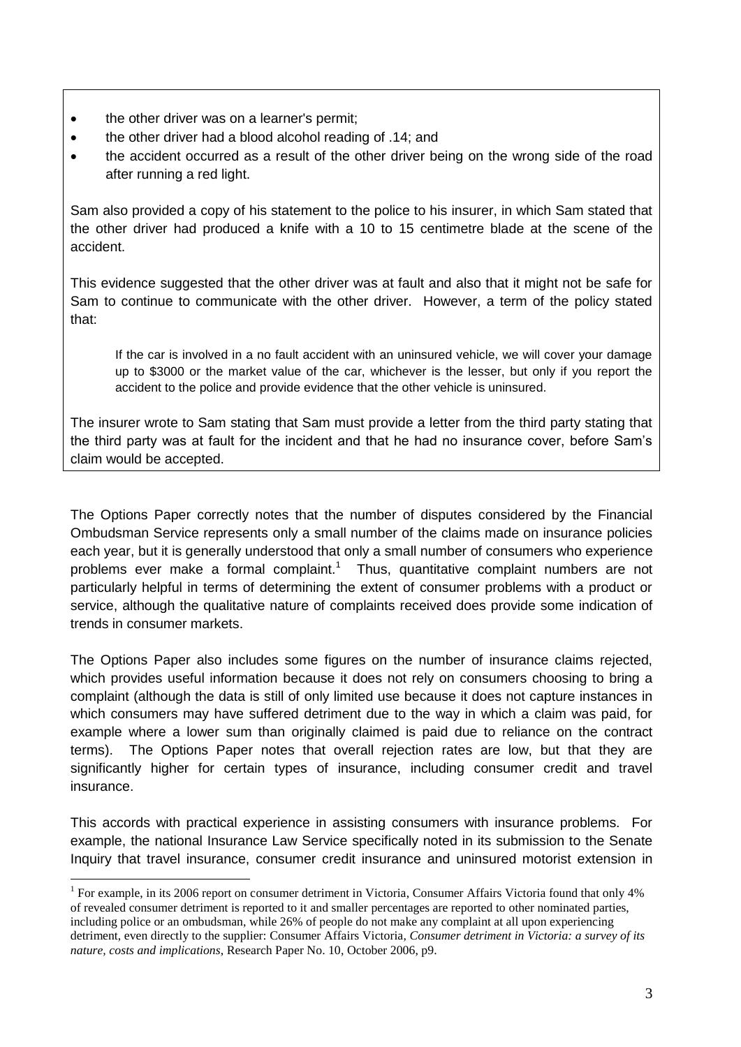- the other driver was on a learner's permit;
- the other driver had a blood alcohol reading of .14; and
- the accident occurred as a result of the other driver being on the wrong side of the road after running a red light.

Sam also provided a copy of his statement to the police to his insurer, in which Sam stated that the other driver had produced a knife with a 10 to 15 centimetre blade at the scene of the accident.

This evidence suggested that the other driver was at fault and also that it might not be safe for Sam to continue to communicate with the other driver. However, a term of the policy stated that:

> If the car is involved in a no fault accident with an uninsured vehicle, we will cover your damage up to $3000 or the market value of the car, whichever is the lesser, but only if you report the accident to the police and provide evidence that the other vehicle is uninsured.

The insurer wrote to Sam stating that Sam must provide a letter from the third party stating that the third party was at fault for the incident and that he had no insurance cover, before Sam's claim would be accepted.

The Options Paper correctly notes that the number of disputes considered by the Financial Ombudsman Service represents only a small number of the claims made on insurance policies each year, but it is generally understood that only a small number of consumers who experience problems ever make a formal complaint.[1] Thus, quantitative complaint numbers are not particularly helpful in terms of determining the extent of consumer problems with a product or service, although the qualitative nature of complaints received does provide some indication of trends in consumer markets.

The Options Paper also includes some figures on the number of insurance claims rejected, which provides useful information because it does not rely on consumers choosing to bring a complaint (although the data is still of only limited use because it does not capture instances in which consumers may have suffered detriment due to the way in which a claim was paid, for example where a lower sum than originally claimed is paid due to reliance on the contract terms). The Options Paper notes that overall rejection rates are low, but that they are significantly higher for certain types of insurance, including consumer credit and travel insurance.

This accords with practical experience in assisting consumers with insurance problems. For example, the national Insurance Law Service specifically noted in its submission to the Senate Inquiry that travel insurance, consumer credit insurance and uninsured motorist extension in

[1] For example, in its 2006 report on consumer detriment in Victoria, Consumer Affairs Victoria found that only 4% of revealed consumer detriment is reported to it and smaller percentages are reported to other nominated parties, including police or an ombudsman, while 26% of people do not make any complaint at all upon experiencing detriment, even directly to the supplier: Consumer Affairs Victoria, *Consumer detriment in Victoria: a survey of its nature, costs and implications*, Research Paper No. 10, October 2006, p9.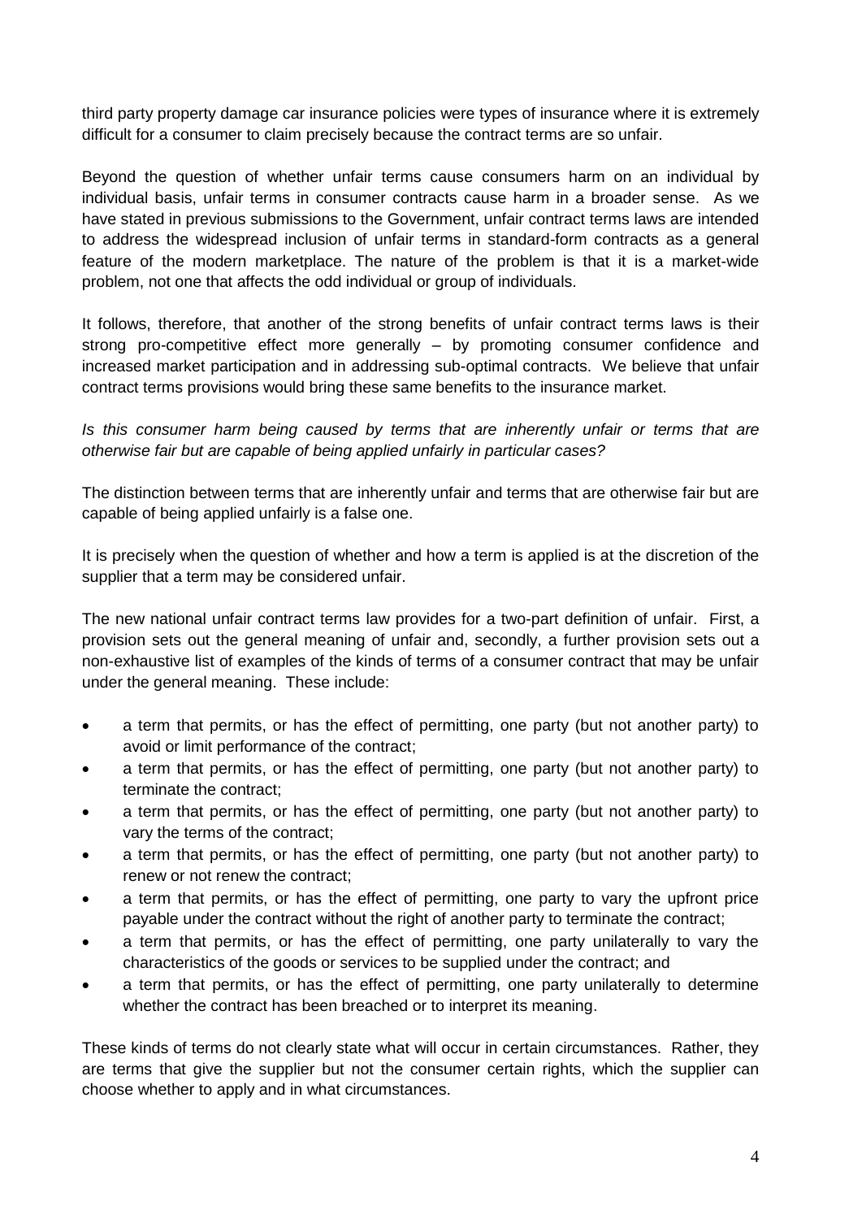third party property damage car insurance policies were types of insurance where it is extremely difficult for a consumer to claim precisely because the contract terms are so unfair.

Beyond the question of whether unfair terms cause consumers harm on an individual by individual basis, unfair terms in consumer contracts cause harm in a broader sense. As we have stated in previous submissions to the Government, unfair contract terms laws are intended to address the widespread inclusion of unfair terms in standard-form contracts as a general feature of the modern marketplace. The nature of the problem is that it is a market-wide problem, not one that affects the odd individual or group of individuals.

It follows, therefore, that another of the strong benefits of unfair contract terms laws is their strong pro-competitive effect more generally – by promoting consumer confidence and increased market participation and in addressing sub-optimal contracts. We believe that unfair contract terms provisions would bring these same benefits to the insurance market.

*Is this consumer harm being caused by terms that are inherently unfair or terms that are otherwise fair but are capable of being applied unfairly in particular cases?*

The distinction between terms that are inherently unfair and terms that are otherwise fair but are capable of being applied unfairly is a false one.

It is precisely when the question of whether and how a term is applied is at the discretion of the supplier that a term may be considered unfair.

The new national unfair contract terms law provides for a two-part definition of unfair. First, a provision sets out the general meaning of unfair and, secondly, a further provision sets out a non-exhaustive list of examples of the kinds of terms of a consumer contract that may be unfair under the general meaning. These include:

- a term that permits, or has the effect of permitting, one party (but not another party) to avoid or limit performance of the contract;
- a term that permits, or has the effect of permitting, one party (but not another party) to terminate the contract;
- a term that permits, or has the effect of permitting, one party (but not another party) to vary the terms of the contract;
- a term that permits, or has the effect of permitting, one party (but not another party) to renew or not renew the contract;
- a term that permits, or has the effect of permitting, one party to vary the upfront price payable under the contract without the right of another party to terminate the contract;
- a term that permits, or has the effect of permitting, one party unilaterally to vary the characteristics of the goods or services to be supplied under the contract; and
- a term that permits, or has the effect of permitting, one party unilaterally to determine whether the contract has been breached or to interpret its meaning.

These kinds of terms do not clearly state what will occur in certain circumstances. Rather, they are terms that give the supplier but not the consumer certain rights, which the supplier can choose whether to apply and in what circumstances.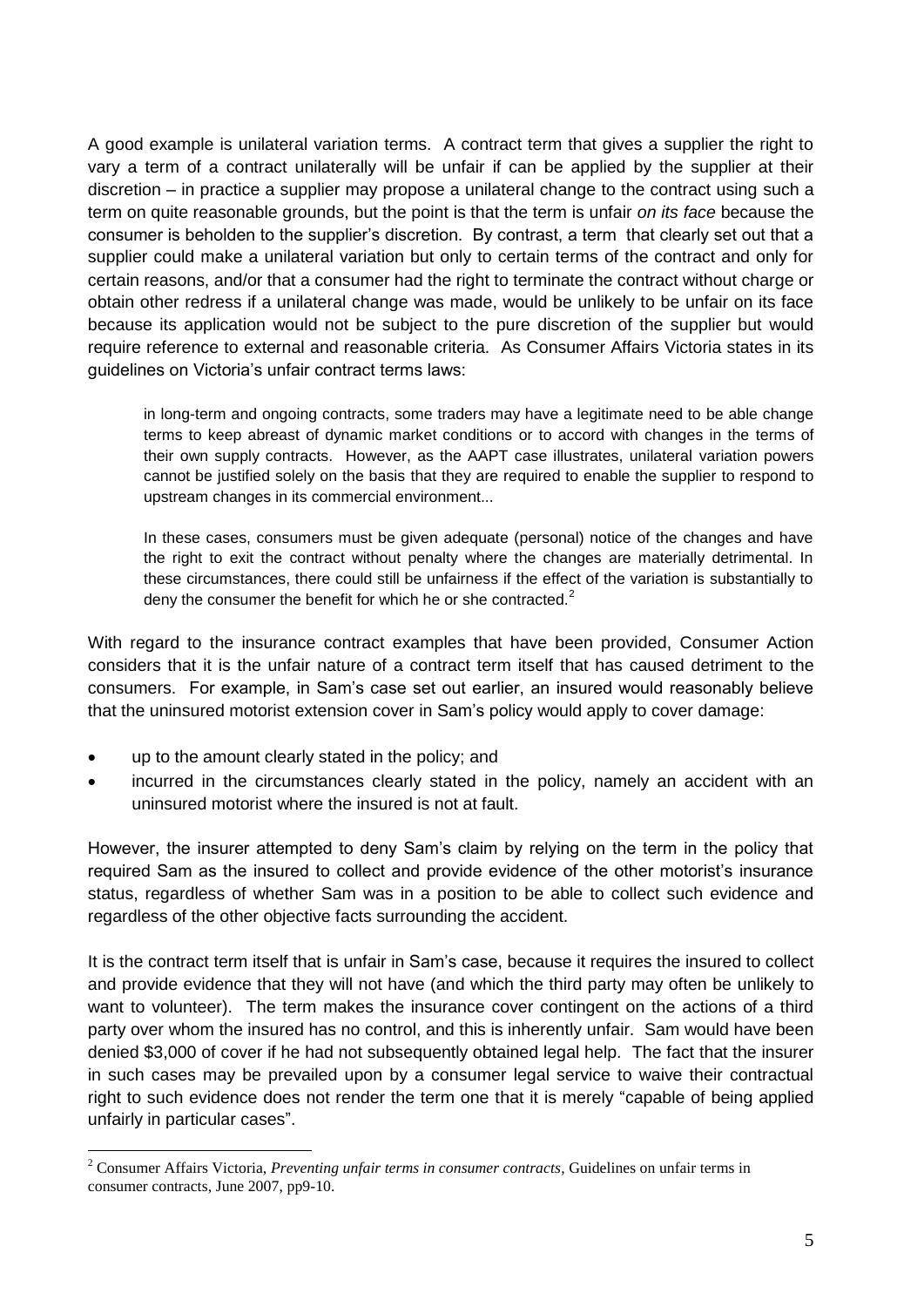A good example is unilateral variation terms. A contract term that gives a supplier the right to vary a term of a contract unilaterally will be unfair if can be applied by the supplier at their discretion – in practice a supplier may propose a unilateral change to the contract using such a term on quite reasonable grounds, but the point is that the term is unfair *on its face* because the consumer is beholden to the supplier's discretion. By contrast, a term that clearly set out that a supplier could make a unilateral variation but only to certain terms of the contract and only for certain reasons, and/or that a consumer had the right to terminate the contract without charge or obtain other redress if a unilateral change was made, would be unlikely to be unfair on its face because its application would not be subject to the pure discretion of the supplier but would require reference to external and reasonable criteria. As Consumer Affairs Victoria states in its guidelines on Victoria's unfair contract terms laws:

> in long-term and ongoing contracts, some traders may have a legitimate need to be able change terms to keep abreast of dynamic market conditions or to accord with changes in the terms of their own supply contracts. However, as the AAPT case illustrates, unilateral variation powers cannot be justified solely on the basis that they are required to enable the supplier to respond to upstream changes in its commercial environment...
>
> In these cases, consumers must be given adequate (personal) notice of the changes and have the right to exit the contract without penalty where the changes are materially detrimental. In these circumstances, there could still be unfairness if the effect of the variation is substantially to deny the consumer the benefit for which he or she contracted.[2]

With regard to the insurance contract examples that have been provided, Consumer Action considers that it is the unfair nature of a contract term itself that has caused detriment to the consumers. For example, in Sam's case set out earlier, an insured would reasonably believe that the uninsured motorist extension cover in Sam's policy would apply to cover damage:

- up to the amount clearly stated in the policy; and
- incurred in the circumstances clearly stated in the policy, namely an accident with an uninsured motorist where the insured is not at fault.

However, the insurer attempted to deny Sam's claim by relying on the term in the policy that required Sam as the insured to collect and provide evidence of the other motorist's insurance status, regardless of whether Sam was in a position to be able to collect such evidence and regardless of the other objective facts surrounding the accident.

It is the contract term itself that is unfair in Sam's case, because it requires the insured to collect and provide evidence that they will not have (and which the third party may often be unlikely to want to volunteer). The term makes the insurance cover contingent on the actions of a third party over whom the insured has no control, and this is inherently unfair. Sam would have been denied $3,000 of cover if he had not subsequently obtained legal help. The fact that the insurer in such cases may be prevailed upon by a consumer legal service to waive their contractual right to such evidence does not render the term one that it is merely "capable of being applied unfairly in particular cases".

[2] Consumer Affairs Victoria, *Preventing unfair terms in consumer contracts*, Guidelines on unfair terms in consumer contracts, June 2007, pp9-10.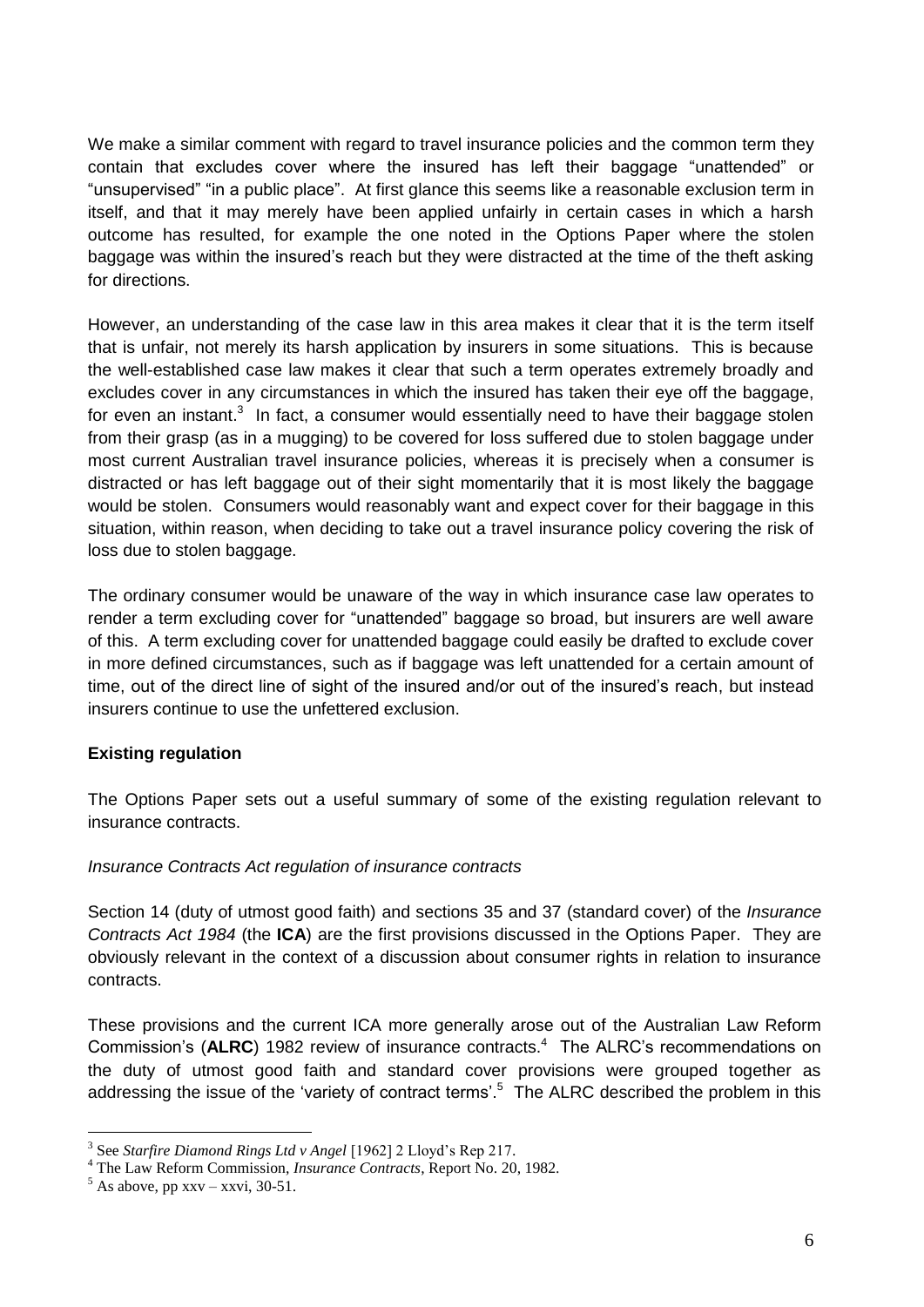We make a similar comment with regard to travel insurance policies and the common term they contain that excludes cover where the insured has left their baggage "unattended" or "unsupervised" "in a public place". At first glance this seems like a reasonable exclusion term in itself, and that it may merely have been applied unfairly in certain cases in which a harsh outcome has resulted, for example the one noted in the Options Paper where the stolen baggage was within the insured's reach but they were distracted at the time of the theft asking for directions.

However, an understanding of the case law in this area makes it clear that it is the term itself that is unfair, not merely its harsh application by insurers in some situations. This is because the well-established case law makes it clear that such a term operates extremely broadly and excludes cover in any circumstances in which the insured has taken their eye off the baggage, for even an instant.[3] In fact, a consumer would essentially need to have their baggage stolen from their grasp (as in a mugging) to be covered for loss suffered due to stolen baggage under most current Australian travel insurance policies, whereas it is precisely when a consumer is distracted or has left baggage out of their sight momentarily that it is most likely the baggage would be stolen. Consumers would reasonably want and expect cover for their baggage in this situation, within reason, when deciding to take out a travel insurance policy covering the risk of loss due to stolen baggage.

The ordinary consumer would be unaware of the way in which insurance case law operates to render a term excluding cover for "unattended" baggage so broad, but insurers are well aware of this. A term excluding cover for unattended baggage could easily be drafted to exclude cover in more defined circumstances, such as if baggage was left unattended for a certain amount of time, out of the direct line of sight of the insured and/or out of the insured's reach, but instead insurers continue to use the unfettered exclusion.

**Existing regulation**

The Options Paper sets out a useful summary of some of the existing regulation relevant to insurance contracts.

*Insurance Contracts Act regulation of insurance contracts*

Section 14 (duty of utmost good faith) and sections 35 and 37 (standard cover) of the *Insurance Contracts Act 1984* (the **ICA**) are the first provisions discussed in the Options Paper. They are obviously relevant in the context of a discussion about consumer rights in relation to insurance contracts.

These provisions and the current ICA more generally arose out of the Australian Law Reform Commission's (**ALRC**) 1982 review of insurance contracts.[4] The ALRC's recommendations on the duty of utmost good faith and standard cover provisions were grouped together as addressing the issue of the 'variety of contract terms'.[5] The ALRC described the problem in this

---

[3] See *Starfire Diamond Rings Ltd v Angel* [1962] 2 Lloyd's Rep 217.

[4] The Law Reform Commission, *Insurance Contracts*, Report No. 20, 1982.

[5] As above, pp xxv – xxvi, 30-51.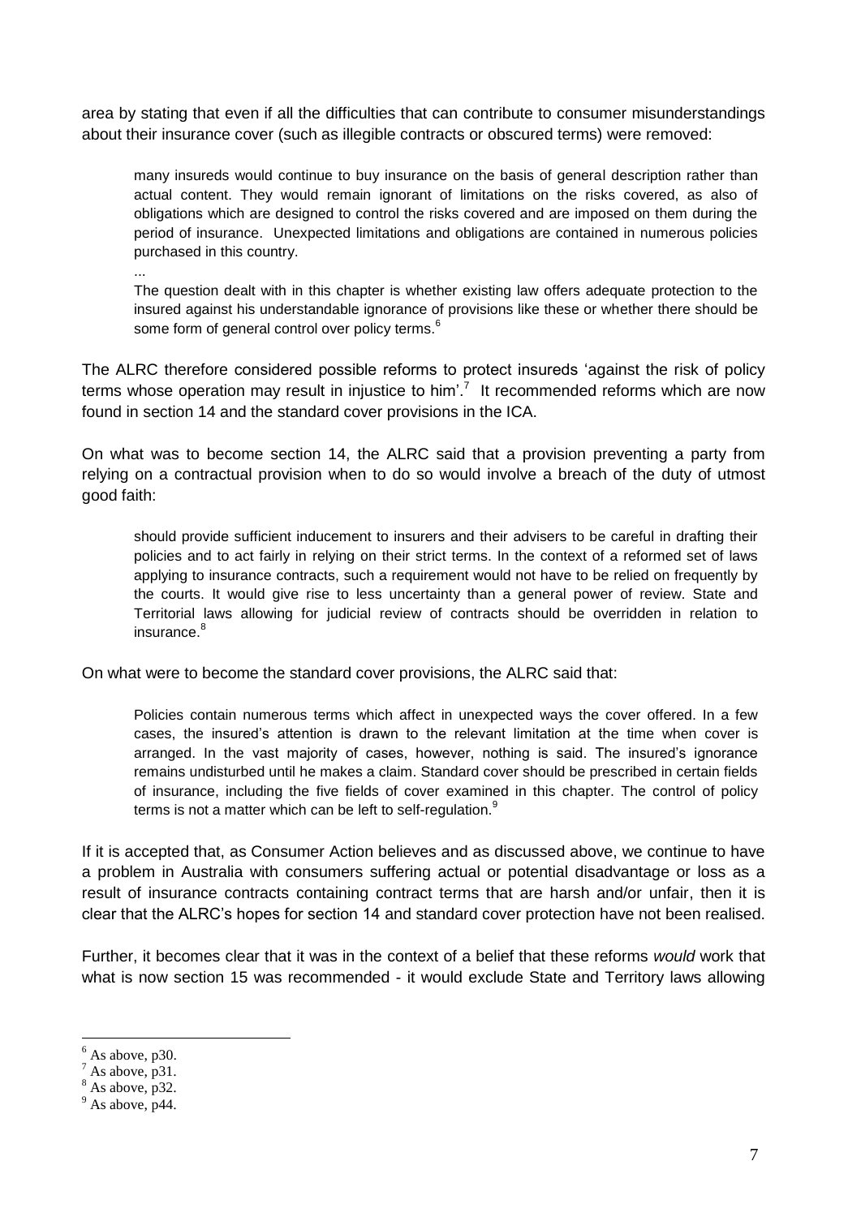area by stating that even if all the difficulties that can contribute to consumer misunderstandings about their insurance cover (such as illegible contracts or obscured terms) were removed:

> many insureds would continue to buy insurance on the basis of general description rather than actual content. They would remain ignorant of limitations on the risks covered, as also of obligations which are designed to control the risks covered and are imposed on them during the period of insurance. Unexpected limitations and obligations are contained in numerous policies purchased in this country.
>
> ...
>
> The question dealt with in this chapter is whether existing law offers adequate protection to the insured against his understandable ignorance of provisions like these or whether there should be some form of general control over policy terms.[6]

The ALRC therefore considered possible reforms to protect insureds 'against the risk of policy terms whose operation may result in injustice to him'.[7] It recommended reforms which are now found in section 14 and the standard cover provisions in the ICA.

On what was to become section 14, the ALRC said that a provision preventing a party from relying on a contractual provision when to do so would involve a breach of the duty of utmost good faith:

> should provide sufficient inducement to insurers and their advisers to be careful in drafting their policies and to act fairly in relying on their strict terms. In the context of a reformed set of laws applying to insurance contracts, such a requirement would not have to be relied on frequently by the courts. It would give rise to less uncertainty than a general power of review. State and Territorial laws allowing for judicial review of contracts should be overridden in relation to insurance.[8]

On what were to become the standard cover provisions, the ALRC said that:

> Policies contain numerous terms which affect in unexpected ways the cover offered. In a few cases, the insured's attention is drawn to the relevant limitation at the time when cover is arranged. In the vast majority of cases, however, nothing is said. The insured's ignorance remains undisturbed until he makes a claim. Standard cover should be prescribed in certain fields of insurance, including the five fields of cover examined in this chapter. The control of policy terms is not a matter which can be left to self-regulation.[9]

If it is accepted that, as Consumer Action believes and as discussed above, we continue to have a problem in Australia with consumers suffering actual or potential disadvantage or loss as a result of insurance contracts containing contract terms that are harsh and/or unfair, then it is clear that the ALRC's hopes for section 14 and standard cover protection have not been realised.

Further, it becomes clear that it was in the context of a belief that these reforms *would* work that what is now section 15 was recommended - it would exclude State and Territory laws allowing

---

[6] As above, p30.
[7] As above, p31.
[8] As above, p32.
[9] As above, p44.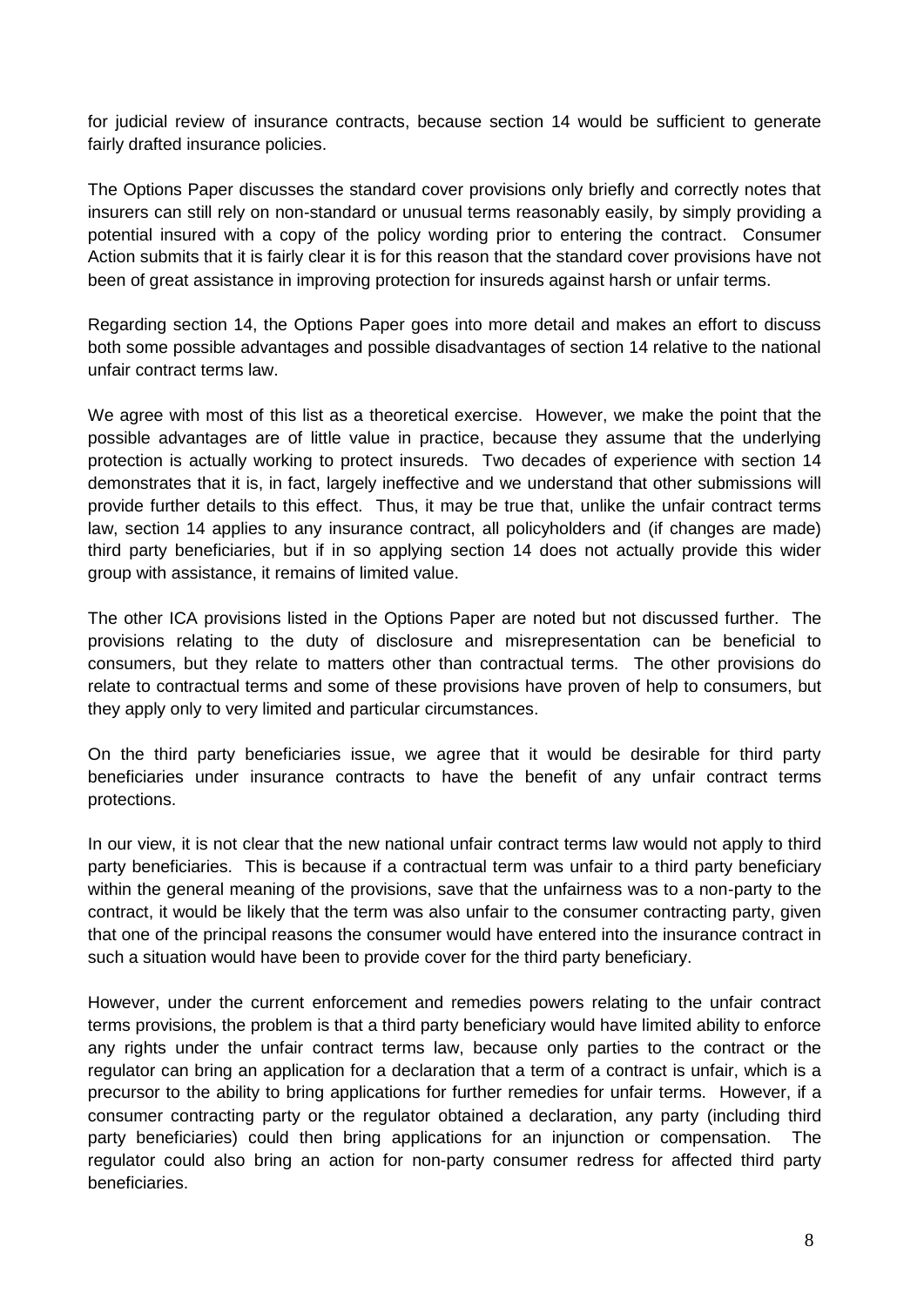for judicial review of insurance contracts, because section 14 would be sufficient to generate fairly drafted insurance policies.

The Options Paper discusses the standard cover provisions only briefly and correctly notes that insurers can still rely on non-standard or unusual terms reasonably easily, by simply providing a potential insured with a copy of the policy wording prior to entering the contract. Consumer Action submits that it is fairly clear it is for this reason that the standard cover provisions have not been of great assistance in improving protection for insureds against harsh or unfair terms.

Regarding section 14, the Options Paper goes into more detail and makes an effort to discuss both some possible advantages and possible disadvantages of section 14 relative to the national unfair contract terms law.

We agree with most of this list as a theoretical exercise. However, we make the point that the possible advantages are of little value in practice, because they assume that the underlying protection is actually working to protect insureds. Two decades of experience with section 14 demonstrates that it is, in fact, largely ineffective and we understand that other submissions will provide further details to this effect. Thus, it may be true that, unlike the unfair contract terms law, section 14 applies to any insurance contract, all policyholders and (if changes are made) third party beneficiaries, but if in so applying section 14 does not actually provide this wider group with assistance, it remains of limited value.

The other ICA provisions listed in the Options Paper are noted but not discussed further. The provisions relating to the duty of disclosure and misrepresentation can be beneficial to consumers, but they relate to matters other than contractual terms. The other provisions do relate to contractual terms and some of these provisions have proven of help to consumers, but they apply only to very limited and particular circumstances.

On the third party beneficiaries issue, we agree that it would be desirable for third party beneficiaries under insurance contracts to have the benefit of any unfair contract terms protections.

In our view, it is not clear that the new national unfair contract terms law would not apply to third party beneficiaries. This is because if a contractual term was unfair to a third party beneficiary within the general meaning of the provisions, save that the unfairness was to a non-party to the contract, it would be likely that the term was also unfair to the consumer contracting party, given that one of the principal reasons the consumer would have entered into the insurance contract in such a situation would have been to provide cover for the third party beneficiary.

However, under the current enforcement and remedies powers relating to the unfair contract terms provisions, the problem is that a third party beneficiary would have limited ability to enforce any rights under the unfair contract terms law, because only parties to the contract or the regulator can bring an application for a declaration that a term of a contract is unfair, which is a precursor to the ability to bring applications for further remedies for unfair terms. However, if a consumer contracting party or the regulator obtained a declaration, any party (including third party beneficiaries) could then bring applications for an injunction or compensation. The regulator could also bring an action for non-party consumer redress for affected third party beneficiaries.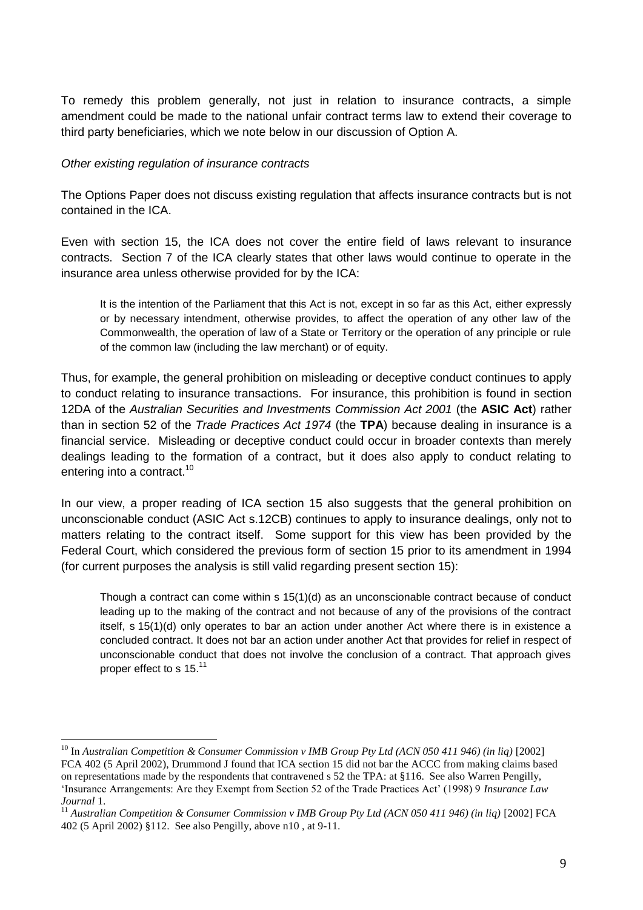To remedy this problem generally, not just in relation to insurance contracts, a simple amendment could be made to the national unfair contract terms law to extend their coverage to third party beneficiaries, which we note below in our discussion of Option A.

*Other existing regulation of insurance contracts*

The Options Paper does not discuss existing regulation that affects insurance contracts but is not contained in the ICA.

Even with section 15, the ICA does not cover the entire field of laws relevant to insurance contracts. Section 7 of the ICA clearly states that other laws would continue to operate in the insurance area unless otherwise provided for by the ICA:

> It is the intention of the Parliament that this Act is not, except in so far as this Act, either expressly or by necessary intendment, otherwise provides, to affect the operation of any other law of the Commonwealth, the operation of law of a State or Territory or the operation of any principle or rule of the common law (including the law merchant) or of equity.

Thus, for example, the general prohibition on misleading or deceptive conduct continues to apply to conduct relating to insurance transactions. For insurance, this prohibition is found in section 12DA of the *Australian Securities and Investments Commission Act 2001* (the **ASIC Act**) rather than in section 52 of the *Trade Practices Act 1974* (the **TPA**) because dealing in insurance is a financial service. Misleading or deceptive conduct could occur in broader contexts than merely dealings leading to the formation of a contract, but it does also apply to conduct relating to entering into a contract.[10]

In our view, a proper reading of ICA section 15 also suggests that the general prohibition on unconscionable conduct (ASIC Act s.12CB) continues to apply to insurance dealings, only not to matters relating to the contract itself. Some support for this view has been provided by the Federal Court, which considered the previous form of section 15 prior to its amendment in 1994 (for current purposes the analysis is still valid regarding present section 15):

> Though a contract can come within s 15(1)(d) as an unconscionable contract because of conduct leading up to the making of the contract and not because of any of the provisions of the contract itself, s 15(1)(d) only operates to bar an action under another Act where there is in existence a concluded contract. It does not bar an action under another Act that provides for relief in respect of unconscionable conduct that does not involve the conclusion of a contract. That approach gives proper effect to s 15.[11]

---

[10] In *Australian Competition & Consumer Commission v IMB Group Pty Ltd (ACN 050 411 946) (in liq)* [2002] FCA 402 (5 April 2002), Drummond J found that ICA section 15 did not bar the ACCC from making claims based on representations made by the respondents that contravened s 52 the TPA: at §116. See also Warren Pengilly, 'Insurance Arrangements: Are they Exempt from Section 52 of the Trade Practices Act' (1998) 9 *Insurance Law Journal* 1.

[11] *Australian Competition & Consumer Commission v IMB Group Pty Ltd (ACN 050 411 946) (in liq)* [2002] FCA 402 (5 April 2002) §112. See also Pengilly, above n10 , at 9-11.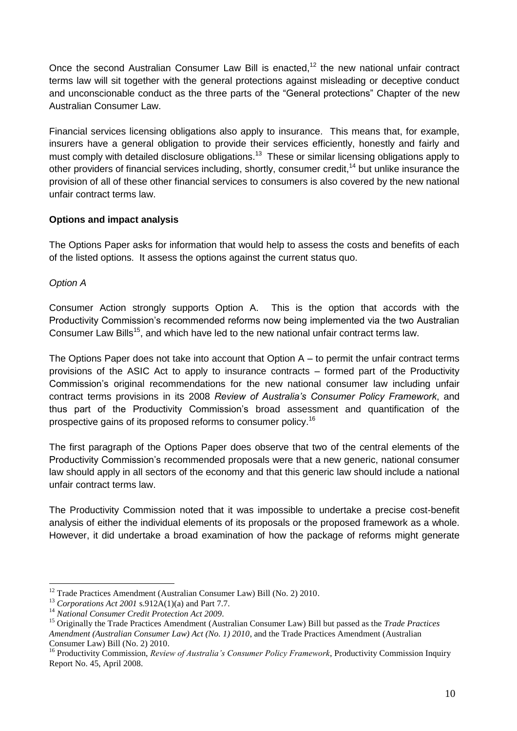Once the second Australian Consumer Law Bill is enacted,[12] the new national unfair contract terms law will sit together with the general protections against misleading or deceptive conduct and unconscionable conduct as the three parts of the "General protections" Chapter of the new Australian Consumer Law.

Financial services licensing obligations also apply to insurance. This means that, for example, insurers have a general obligation to provide their services efficiently, honestly and fairly and must comply with detailed disclosure obligations.[13] These or similar licensing obligations apply to other providers of financial services including, shortly, consumer credit,[14] but unlike insurance the provision of all of these other financial services to consumers is also covered by the new national unfair contract terms law.

**Options and impact analysis**

The Options Paper asks for information that would help to assess the costs and benefits of each of the listed options. It assess the options against the current status quo.

*Option A*

Consumer Action strongly supports Option A. This is the option that accords with the Productivity Commission's recommended reforms now being implemented via the two Australian Consumer Law Bills[15], and which have led to the new national unfair contract terms law.

The Options Paper does not take into account that Option A – to permit the unfair contract terms provisions of the ASIC Act to apply to insurance contracts – formed part of the Productivity Commission's original recommendations for the new national consumer law including unfair contract terms provisions in its 2008 *Review of Australia's Consumer Policy Framework*, and thus part of the Productivity Commission's broad assessment and quantification of the prospective gains of its proposed reforms to consumer policy.[16]

The first paragraph of the Options Paper does observe that two of the central elements of the Productivity Commission's recommended proposals were that a new generic, national consumer law should apply in all sectors of the economy and that this generic law should include a national unfair contract terms law.

The Productivity Commission noted that it was impossible to undertake a precise cost-benefit analysis of either the individual elements of its proposals or the proposed framework as a whole. However, it did undertake a broad examination of how the package of reforms might generate

---

[12] Trade Practices Amendment (Australian Consumer Law) Bill (No. 2) 2010.

[13] *Corporations Act 2001* s.912A(1)(a) and Part 7.7.

[14] *National Consumer Credit Protection Act 2009*.

[15] Originally the Trade Practices Amendment (Australian Consumer Law) Bill but passed as the *Trade Practices Amendment (Australian Consumer Law) Act (No. 1) 2010*, and the Trade Practices Amendment (Australian Consumer Law) Bill (No. 2) 2010.

[16] Productivity Commission, *Review of Australia's Consumer Policy Framework*, Productivity Commission Inquiry Report No. 45, April 2008.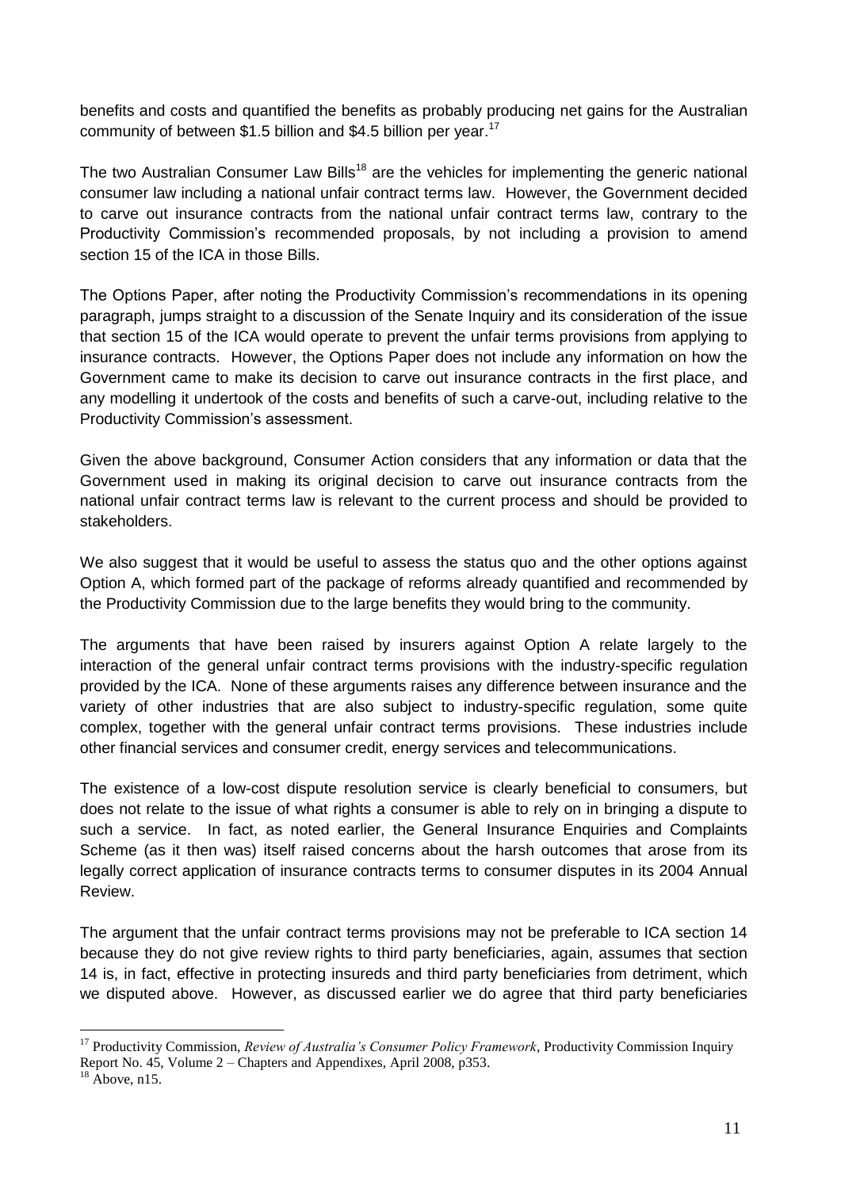benefits and costs and quantified the benefits as probably producing net gains for the Australian community of between $1.5 billion and $4.5 billion per year.[17]

The two Australian Consumer Law Bills[18] are the vehicles for implementing the generic national consumer law including a national unfair contract terms law. However, the Government decided to carve out insurance contracts from the national unfair contract terms law, contrary to the Productivity Commission's recommended proposals, by not including a provision to amend section 15 of the ICA in those Bills.

The Options Paper, after noting the Productivity Commission's recommendations in its opening paragraph, jumps straight to a discussion of the Senate Inquiry and its consideration of the issue that section 15 of the ICA would operate to prevent the unfair terms provisions from applying to insurance contracts. However, the Options Paper does not include any information on how the Government came to make its decision to carve out insurance contracts in the first place, and any modelling it undertook of the costs and benefits of such a carve-out, including relative to the Productivity Commission's assessment.

Given the above background, Consumer Action considers that any information or data that the Government used in making its original decision to carve out insurance contracts from the national unfair contract terms law is relevant to the current process and should be provided to stakeholders.

We also suggest that it would be useful to assess the status quo and the other options against Option A, which formed part of the package of reforms already quantified and recommended by the Productivity Commission due to the large benefits they would bring to the community.

The arguments that have been raised by insurers against Option A relate largely to the interaction of the general unfair contract terms provisions with the industry-specific regulation provided by the ICA. None of these arguments raises any difference between insurance and the variety of other industries that are also subject to industry-specific regulation, some quite complex, together with the general unfair contract terms provisions. These industries include other financial services and consumer credit, energy services and telecommunications.

The existence of a low-cost dispute resolution service is clearly beneficial to consumers, but does not relate to the issue of what rights a consumer is able to rely on in bringing a dispute to such a service. In fact, as noted earlier, the General Insurance Enquiries and Complaints Scheme (as it then was) itself raised concerns about the harsh outcomes that arose from its legally correct application of insurance contracts terms to consumer disputes in its 2004 Annual Review.

The argument that the unfair contract terms provisions may not be preferable to ICA section 14 because they do not give review rights to third party beneficiaries, again, assumes that section 14 is, in fact, effective in protecting insureds and third party beneficiaries from detriment, which we disputed above. However, as discussed earlier we do agree that third party beneficiaries

---

[17] Productivity Commission, *Review of Australia's Consumer Policy Framework*, Productivity Commission Inquiry Report No. 45, Volume 2 – Chapters and Appendixes, April 2008, p353.

[18] Above, n15.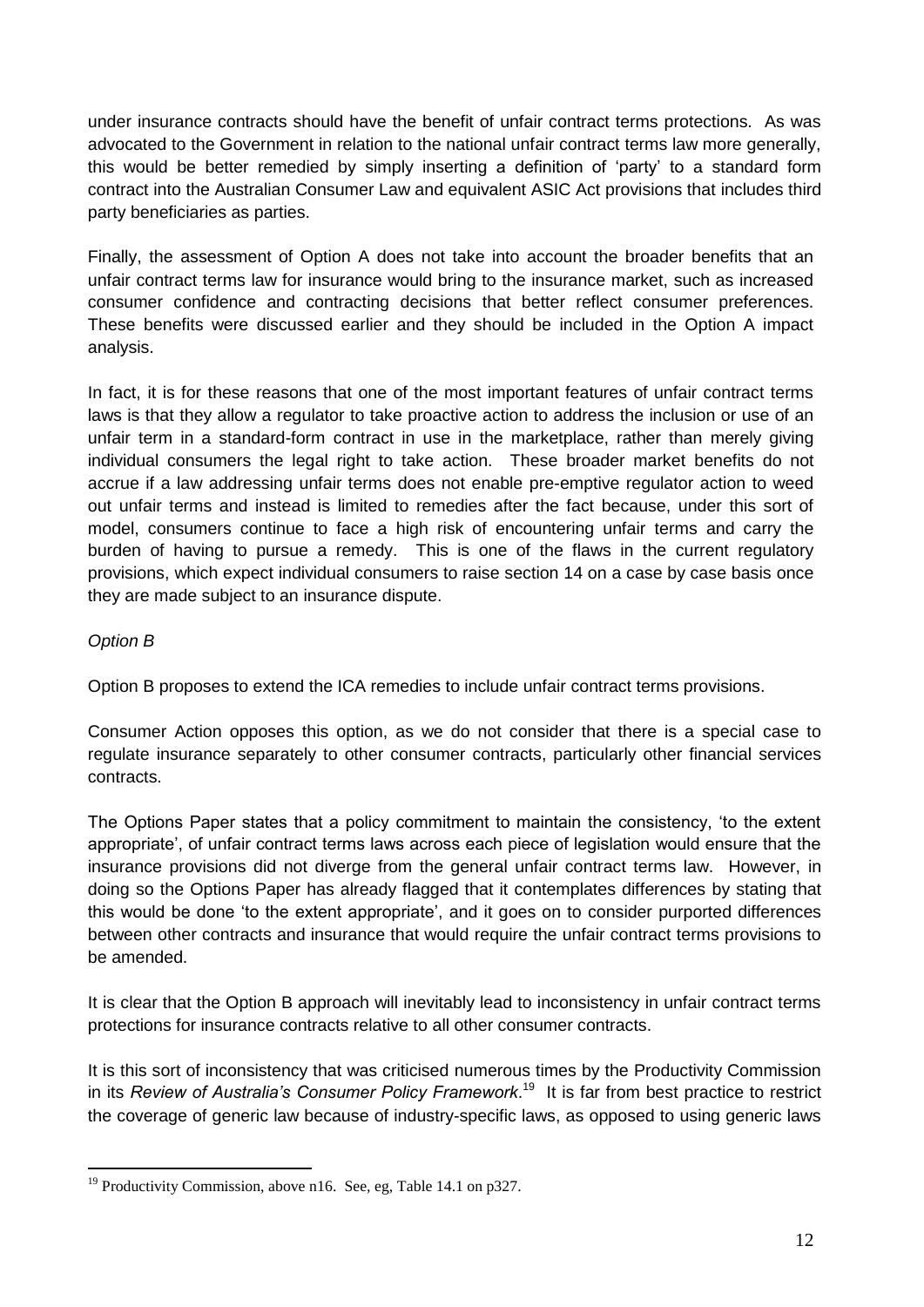under insurance contracts should have the benefit of unfair contract terms protections. As was advocated to the Government in relation to the national unfair contract terms law more generally, this would be better remedied by simply inserting a definition of 'party' to a standard form contract into the Australian Consumer Law and equivalent ASIC Act provisions that includes third party beneficiaries as parties.

Finally, the assessment of Option A does not take into account the broader benefits that an unfair contract terms law for insurance would bring to the insurance market, such as increased consumer confidence and contracting decisions that better reflect consumer preferences. These benefits were discussed earlier and they should be included in the Option A impact analysis.

In fact, it is for these reasons that one of the most important features of unfair contract terms laws is that they allow a regulator to take proactive action to address the inclusion or use of an unfair term in a standard-form contract in use in the marketplace, rather than merely giving individual consumers the legal right to take action. These broader market benefits do not accrue if a law addressing unfair terms does not enable pre-emptive regulator action to weed out unfair terms and instead is limited to remedies after the fact because, under this sort of model, consumers continue to face a high risk of encountering unfair terms and carry the burden of having to pursue a remedy. This is one of the flaws in the current regulatory provisions, which expect individual consumers to raise section 14 on a case by case basis once they are made subject to an insurance dispute.

*Option B*

Option B proposes to extend the ICA remedies to include unfair contract terms provisions.

Consumer Action opposes this option, as we do not consider that there is a special case to regulate insurance separately to other consumer contracts, particularly other financial services contracts.

The Options Paper states that a policy commitment to maintain the consistency, 'to the extent appropriate', of unfair contract terms laws across each piece of legislation would ensure that the insurance provisions did not diverge from the general unfair contract terms law. However, in doing so the Options Paper has already flagged that it contemplates differences by stating that this would be done 'to the extent appropriate', and it goes on to consider purported differences between other contracts and insurance that would require the unfair contract terms provisions to be amended.

It is clear that the Option B approach will inevitably lead to inconsistency in unfair contract terms protections for insurance contracts relative to all other consumer contracts.

It is this sort of inconsistency that was criticised numerous times by the Productivity Commission in its *Review of Australia's Consumer Policy Framework*.[19] It is far from best practice to restrict the coverage of generic law because of industry-specific laws, as opposed to using generic laws

[19] Productivity Commission, above n16. See, eg, Table 14.1 on p327.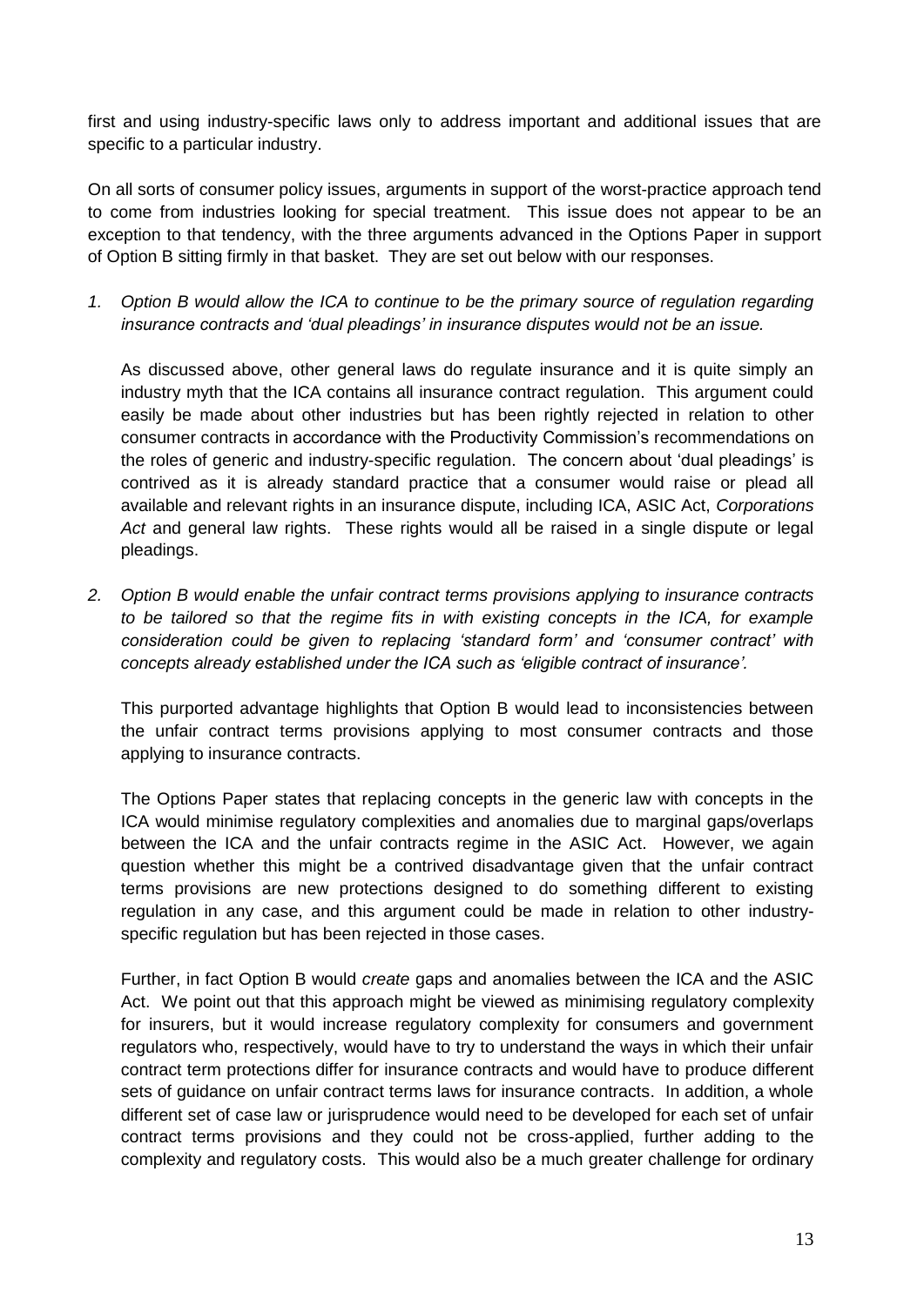first and using industry-specific laws only to address important and additional issues that are specific to a particular industry.

On all sorts of consumer policy issues, arguments in support of the worst-practice approach tend to come from industries looking for special treatment. This issue does not appear to be an exception to that tendency, with the three arguments advanced in the Options Paper in support of Option B sitting firmly in that basket. They are set out below with our responses.

1. *Option B would allow the ICA to continue to be the primary source of regulation regarding insurance contracts and 'dual pleadings' in insurance disputes would not be an issue.*

   As discussed above, other general laws do regulate insurance and it is quite simply an industry myth that the ICA contains all insurance contract regulation. This argument could easily be made about other industries but has been rightly rejected in relation to other consumer contracts in accordance with the Productivity Commission's recommendations on the roles of generic and industry-specific regulation. The concern about 'dual pleadings' is contrived as it is already standard practice that a consumer would raise or plead all available and relevant rights in an insurance dispute, including ICA, ASIC Act, *Corporations Act* and general law rights. These rights would all be raised in a single dispute or legal pleadings.

2. *Option B would enable the unfair contract terms provisions applying to insurance contracts to be tailored so that the regime fits in with existing concepts in the ICA, for example consideration could be given to replacing 'standard form' and 'consumer contract' with concepts already established under the ICA such as 'eligible contract of insurance'.*

   This purported advantage highlights that Option B would lead to inconsistencies between the unfair contract terms provisions applying to most consumer contracts and those applying to insurance contracts.

   The Options Paper states that replacing concepts in the generic law with concepts in the ICA would minimise regulatory complexities and anomalies due to marginal gaps/overlaps between the ICA and the unfair contracts regime in the ASIC Act. However, we again question whether this might be a contrived disadvantage given that the unfair contract terms provisions are new protections designed to do something different to existing regulation in any case, and this argument could be made in relation to other industry-specific regulation but has been rejected in those cases.

   Further, in fact Option B would *create* gaps and anomalies between the ICA and the ASIC Act. We point out that this approach might be viewed as minimising regulatory complexity for insurers, but it would increase regulatory complexity for consumers and government regulators who, respectively, would have to try to understand the ways in which their unfair contract term protections differ for insurance contracts and would have to produce different sets of guidance on unfair contract terms laws for insurance contracts. In addition, a whole different set of case law or jurisprudence would need to be developed for each set of unfair contract terms provisions and they could not be cross-applied, further adding to the complexity and regulatory costs. This would also be a much greater challenge for ordinary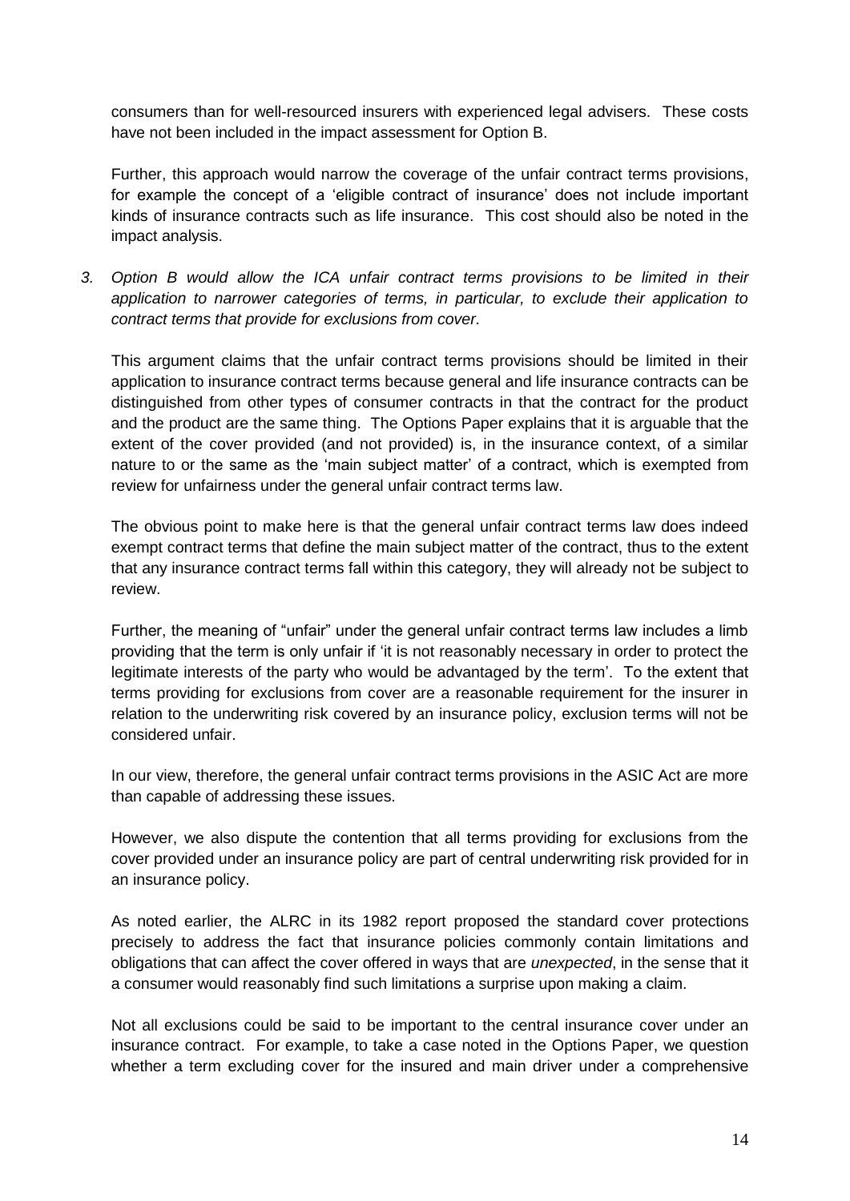consumers than for well-resourced insurers with experienced legal advisers. These costs have not been included in the impact assessment for Option B.

Further, this approach would narrow the coverage of the unfair contract terms provisions, for example the concept of a 'eligible contract of insurance' does not include important kinds of insurance contracts such as life insurance. This cost should also be noted in the impact analysis.

3. *Option B would allow the ICA unfair contract terms provisions to be limited in their application to narrower categories of terms, in particular, to exclude their application to contract terms that provide for exclusions from cover.*

This argument claims that the unfair contract terms provisions should be limited in their application to insurance contract terms because general and life insurance contracts can be distinguished from other types of consumer contracts in that the contract for the product and the product are the same thing. The Options Paper explains that it is arguable that the extent of the cover provided (and not provided) is, in the insurance context, of a similar nature to or the same as the 'main subject matter' of a contract, which is exempted from review for unfairness under the general unfair contract terms law.

The obvious point to make here is that the general unfair contract terms law does indeed exempt contract terms that define the main subject matter of the contract, thus to the extent that any insurance contract terms fall within this category, they will already not be subject to review.

Further, the meaning of "unfair" under the general unfair contract terms law includes a limb providing that the term is only unfair if 'it is not reasonably necessary in order to protect the legitimate interests of the party who would be advantaged by the term'. To the extent that terms providing for exclusions from cover are a reasonable requirement for the insurer in relation to the underwriting risk covered by an insurance policy, exclusion terms will not be considered unfair.

In our view, therefore, the general unfair contract terms provisions in the ASIC Act are more than capable of addressing these issues.

However, we also dispute the contention that all terms providing for exclusions from the cover provided under an insurance policy are part of central underwriting risk provided for in an insurance policy.

As noted earlier, the ALRC in its 1982 report proposed the standard cover protections precisely to address the fact that insurance policies commonly contain limitations and obligations that can affect the cover offered in ways that are *unexpected*, in the sense that it a consumer would reasonably find such limitations a surprise upon making a claim.

Not all exclusions could be said to be important to the central insurance cover under an insurance contract. For example, to take a case noted in the Options Paper, we question whether a term excluding cover for the insured and main driver under a comprehensive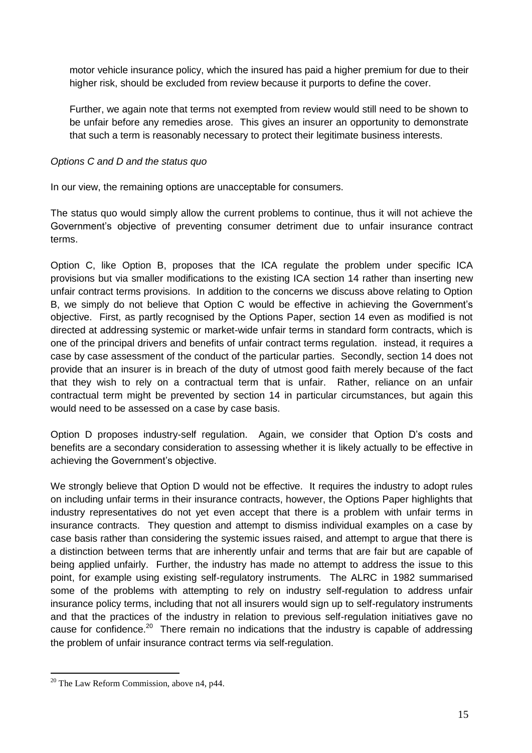motor vehicle insurance policy, which the insured has paid a higher premium for due to their higher risk, should be excluded from review because it purports to define the cover.

Further, we again note that terms not exempted from review would still need to be shown to be unfair before any remedies arose. This gives an insurer an opportunity to demonstrate that such a term is reasonably necessary to protect their legitimate business interests.

*Options C and D and the status quo*

In our view, the remaining options are unacceptable for consumers.

The status quo would simply allow the current problems to continue, thus it will not achieve the Government's objective of preventing consumer detriment due to unfair insurance contract terms.

Option C, like Option B, proposes that the ICA regulate the problem under specific ICA provisions but via smaller modifications to the existing ICA section 14 rather than inserting new unfair contract terms provisions. In addition to the concerns we discuss above relating to Option B, we simply do not believe that Option C would be effective in achieving the Government's objective. First, as partly recognised by the Options Paper, section 14 even as modified is not directed at addressing systemic or market-wide unfair terms in standard form contracts, which is one of the principal drivers and benefits of unfair contract terms regulation. instead, it requires a case by case assessment of the conduct of the particular parties. Secondly, section 14 does not provide that an insurer is in breach of the duty of utmost good faith merely because of the fact that they wish to rely on a contractual term that is unfair. Rather, reliance on an unfair contractual term might be prevented by section 14 in particular circumstances, but again this would need to be assessed on a case by case basis.

Option D proposes industry-self regulation. Again, we consider that Option D's costs and benefits are a secondary consideration to assessing whether it is likely actually to be effective in achieving the Government's objective.

We strongly believe that Option D would not be effective. It requires the industry to adopt rules on including unfair terms in their insurance contracts, however, the Options Paper highlights that industry representatives do not yet even accept that there is a problem with unfair terms in insurance contracts. They question and attempt to dismiss individual examples on a case by case basis rather than considering the systemic issues raised, and attempt to argue that there is a distinction between terms that are inherently unfair and terms that are fair but are capable of being applied unfairly. Further, the industry has made no attempt to address the issue to this point, for example using existing self-regulatory instruments. The ALRC in 1982 summarised some of the problems with attempting to rely on industry self-regulation to address unfair insurance policy terms, including that not all insurers would sign up to self-regulatory instruments and that the practices of the industry in relation to previous self-regulation initiatives gave no cause for confidence.[20] There remain no indications that the industry is capable of addressing the problem of unfair insurance contract terms via self-regulation.

[20] The Law Reform Commission, above n4, p44.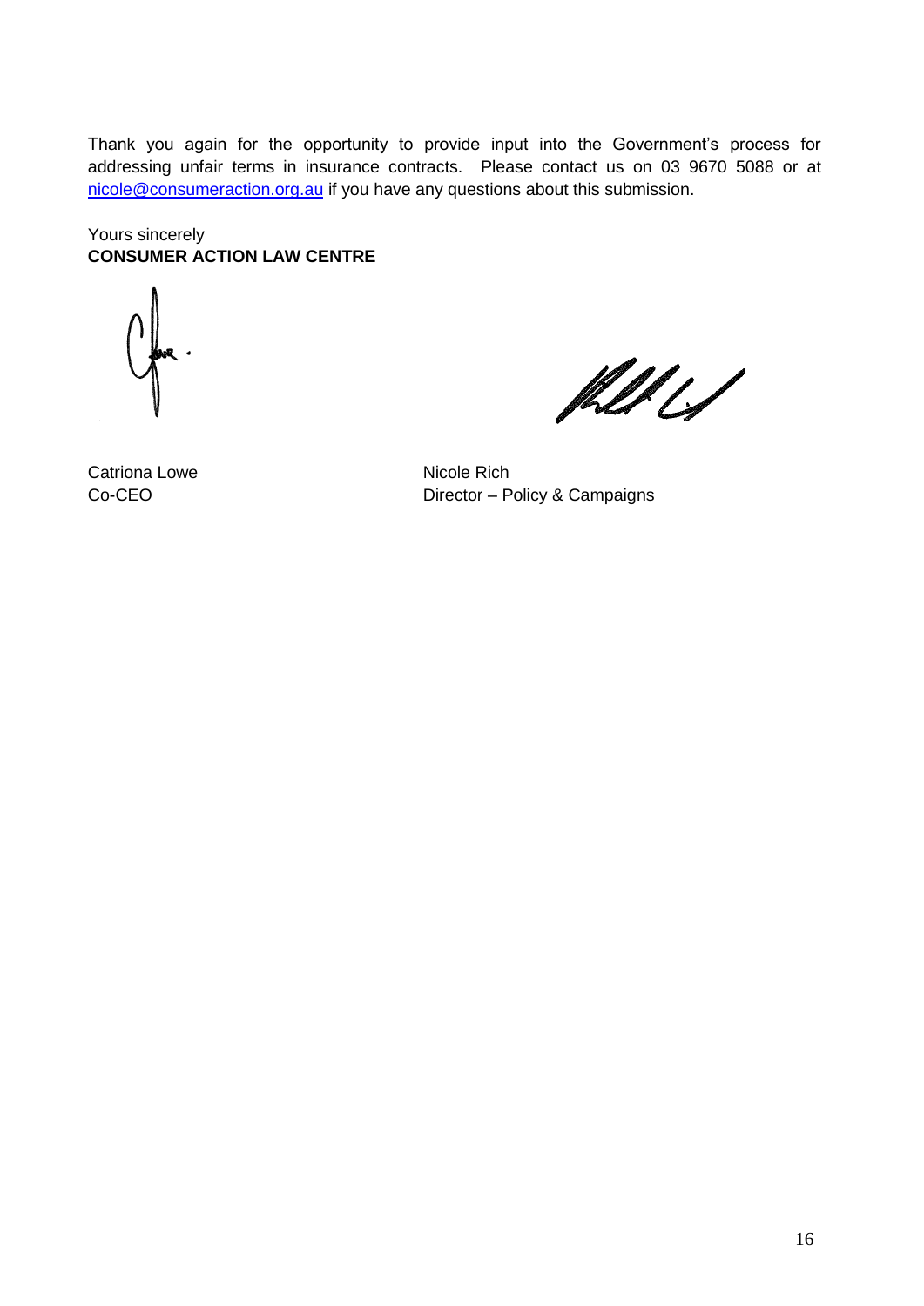Thank you again for the opportunity to provide input into the Government's process for addressing unfair terms in insurance contracts. Please contact us on 03 9670 5088 or at [nicole@consumeraction.org.au](mailto:nicole@consumeraction.org.au) if you have any questions about this submission.

Yours sincerely
**CONSUMER ACTION LAW CENTRE**

Catriona Lowe
Co-CEO

Nicole Rich
Director – Policy & Campaigns